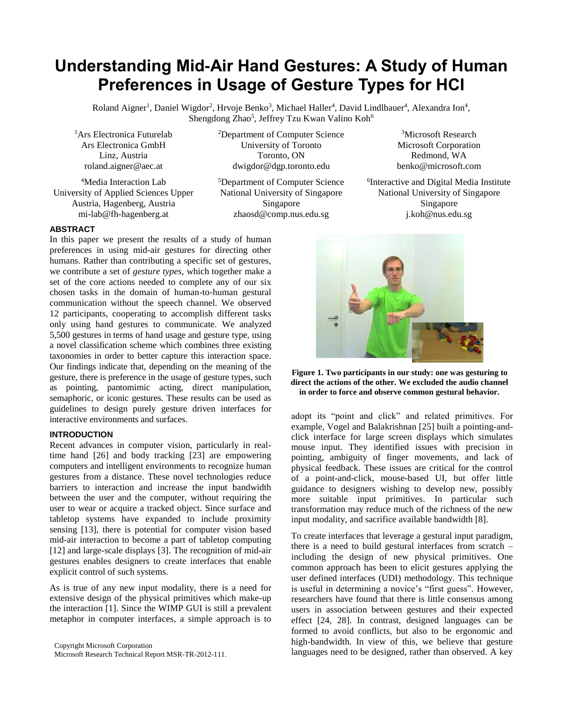# Understanding Mid-Air Hand Gestures: A Study of Human Preferences in Usage of Gesture Types for HCI

Roland Aigner[1], Daniel Wigdor[2], Hrvoje Benko[3], Michael Haller[4], David Lindlbauer[4], Alexandra Ion[4], Shengdong Zhao[5], Jeffrey Tzu Kwan Valino Koh[6]

[1]Ars Electronica Futurelab
Ars Electronica GmbH
Linz, Austria
roland.aigner@aec.at

[2]Department of Computer Science
University of Toronto
Toronto, ON
dwigdor@dgp.toronto.edu

[3]Microsoft Research
Microsoft Corporation
Redmond, WA
benko@microsoft.com

[4]Media Interaction Lab
University of Applied Sciences Upper Austria, Hagenberg, Austria
mi-lab@fh-hagenberg.at

[5]Department of Computer Science
National University of Singapore
Singapore
zhaosd@comp.nus.edu.sg

[6]Interactive and Digital Media Institute
National University of Singapore
Singapore
j.koh@nus.edu.sg

## ABSTRACT

In this paper we present the results of a study of human preferences in using mid-air gestures for directing other humans. Rather than contributing a specific set of gestures, we contribute a set of *gesture types*, which together make a set of the core actions needed to complete any of our six chosen tasks in the domain of human-to-human gestural communication without the speech channel. We observed 12 participants, cooperating to accomplish different tasks only using hand gestures to communicate. We analyzed 5,500 gestures in terms of hand usage and gesture type, using a novel classification scheme which combines three existing taxonomies in order to better capture this interaction space. Our findings indicate that, depending on the meaning of the gesture, there is preference in the usage of gesture types, such as pointing, pantomimic acting, direct manipulation, semaphoric, or iconic gestures. These results can be used as guidelines to design purely gesture driven interfaces for interactive environments and surfaces.

## INTRODUCTION

Recent advances in computer vision, particularly in real-time hand [26] and body tracking [23] are empowering computers and intelligent environments to recognize human gestures from a distance. These novel technologies reduce barriers to interaction and increase the input bandwidth between the user and the computer, without requiring the user to wear or acquire a tracked object. Since surface and tabletop systems have expanded to include proximity sensing [13], there is potential for computer vision based mid-air interaction to become a part of tabletop computing [12] and large-scale displays [3]. The recognition of mid-air gestures enables designers to create interfaces that enable explicit control of such systems.

As is true of any new input modality, there is a need for extensive design of the physical primitives which make-up the interaction [1]. Since the WIMP GUI is still a prevalent metaphor in computer interfaces, a simple approach is to

Copyright Microsoft Corporation
Microsoft Research Technical Report MSR-TR-2012-111.

**Figure 1. Two participants in our study: one was gesturing to direct the actions of the other. We excluded the audio channel in order to force and observe common gestural behavior.**

adopt its "point and click" and related primitives. For example, Vogel and Balakrishnan [25] built a pointing-and-click interface for large screen displays which simulates mouse input. They identified issues with precision in pointing, ambiguity of finger movements, and lack of physical feedback. These issues are critical for the control of a point-and-click, mouse-based UI, but offer little guidance to designers wishing to develop new, possibly more suitable input primitives. In particular such transformation may reduce much of the richness of the new input modality, and sacrifice available bandwidth [8].

To create interfaces that leverage a gestural input paradigm, there is a need to build gestural interfaces from scratch – including the design of new physical primitives. One common approach has been to elicit gestures applying the user defined interfaces (UDI) methodology. This technique is useful in determining a novice's "first guess". However, researchers have found that there is little consensus among users in association between gestures and their expected effect [24, 28]. In contrast, designed languages can be formed to avoid conflicts, but also to be ergonomic and high-bandwidth. In view of this, we believe that gesture languages need to be designed, rather than observed. A key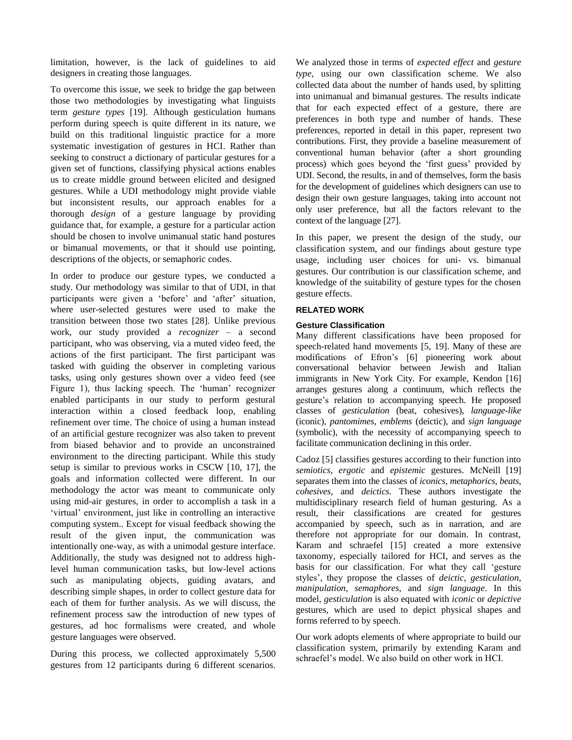limitation, however, is the lack of guidelines to aid designers in creating those languages.

To overcome this issue, we seek to bridge the gap between those two methodologies by investigating what linguists term *gesture types* [19]. Although gesticulation humans perform during speech is quite different in its nature, we build on this traditional linguistic practice for a more systematic investigation of gestures in HCI. Rather than seeking to construct a dictionary of particular gestures for a given set of functions, classifying physical actions enables us to create middle ground between elicited and designed gestures. While a UDI methodology might provide viable but inconsistent results, our approach enables for a thorough *design* of a gesture language by providing guidance that, for example, a gesture for a particular action should be chosen to involve unimanual static hand postures or bimanual movements, or that it should use pointing, descriptions of the objects, or semaphoric codes.

In order to produce our gesture types, we conducted a study. Our methodology was similar to that of UDI, in that participants were given a 'before' and 'after' situation, where user-selected gestures were used to make the transition between those two states [28]. Unlike previous work, our study provided a *recognizer* – a second participant, who was observing, via a muted video feed, the actions of the first participant. The first participant was tasked with guiding the observer in completing various tasks, using only gestures shown over a video feed (see Figure 1), thus lacking speech. The 'human' recognizer enabled participants in our study to perform gestural interaction within a closed feedback loop, enabling refinement over time. The choice of using a human instead of an artificial gesture recognizer was also taken to prevent from biased behavior and to provide an unconstrained environment to the directing participant. While this study setup is similar to previous works in CSCW [10, 17], the goals and information collected were different. In our methodology the actor was meant to communicate only using mid-air gestures, in order to accomplish a task in a 'virtual' environment, just like in controlling an interactive computing system.. Except for visual feedback showing the result of the given input, the communication was intentionally one-way, as with a unimodal gesture interface. Additionally, the study was designed not to address high-level human communication tasks, but low-level actions such as manipulating objects, guiding avatars, and describing simple shapes, in order to collect gesture data for each of them for further analysis. As we will discuss, the refinement process saw the introduction of new types of gestures, ad hoc formalisms were created, and whole gesture languages were observed.

During this process, we collected approximately 5,500 gestures from 12 participants during 6 different scenarios. We analyzed those in terms of *expected effect* and *gesture type*, using our own classification scheme. We also collected data about the number of hands used, by splitting into unimanual and bimanual gestures. The results indicate that for each expected effect of a gesture, there are preferences in both type and number of hands. These preferences, reported in detail in this paper, represent two contributions. First, they provide a baseline measurement of conventional human behavior (after a short grounding process) which goes beyond the 'first guess' provided by UDI. Second, the results, in and of themselves, form the basis for the development of guidelines which designers can use to design their own gesture languages, taking into account not only user preference, but all the factors relevant to the context of the language [27].

In this paper, we present the design of the study, our classification system, and our findings about gesture type usage, including user choices for uni- vs. bimanual gestures. Our contribution is our classification scheme, and knowledge of the suitability of gesture types for the chosen gesture effects.

## RELATED WORK

### Gesture Classification

Many different classifications have been proposed for speech-related hand movements [5, 19]. Many of these are modifications of Efron's [6] pioneering work about conversational behavior between Jewish and Italian immigrants in New York City. For example, Kendon [16] arranges gestures along a continuum, which reflects the gesture's relation to accompanying speech. He proposed classes of *gesticulation* (beat, cohesives), *language-like* (iconic), *pantomimes*, *emblems* (deictic), and *sign language* (symbolic), with the necessity of accompanying speech to facilitate communication declining in this order.

Cadoz [5] classifies gestures according to their function into *semiotics*, *ergotic* and *epistemic* gestures. McNeill [19] separates them into the classes of *iconics*, *metaphorics*, *beats*, *cohesives*, and *deictics*. These authors investigate the multidisciplinary research field of human gesturing. As a result, their classifications are created for gestures accompanied by speech, such as in narration, and are therefore not appropriate for our domain. In contrast, Karam and schraefel [15] created a more extensive taxonomy, especially tailored for HCI, and serves as the basis for our classification. For what they call 'gesture styles', they propose the classes of *deictic*, *gesticulation*, *manipulation*, *semaphores*, and *sign language*. In this model, *gesticulation* is also equated with *iconic* or *depictive* gestures, which are used to depict physical shapes and forms referred to by speech.

Our work adopts elements of where appropriate to build our classification system, primarily by extending Karam and schraefel's model. We also build on other work in HCI.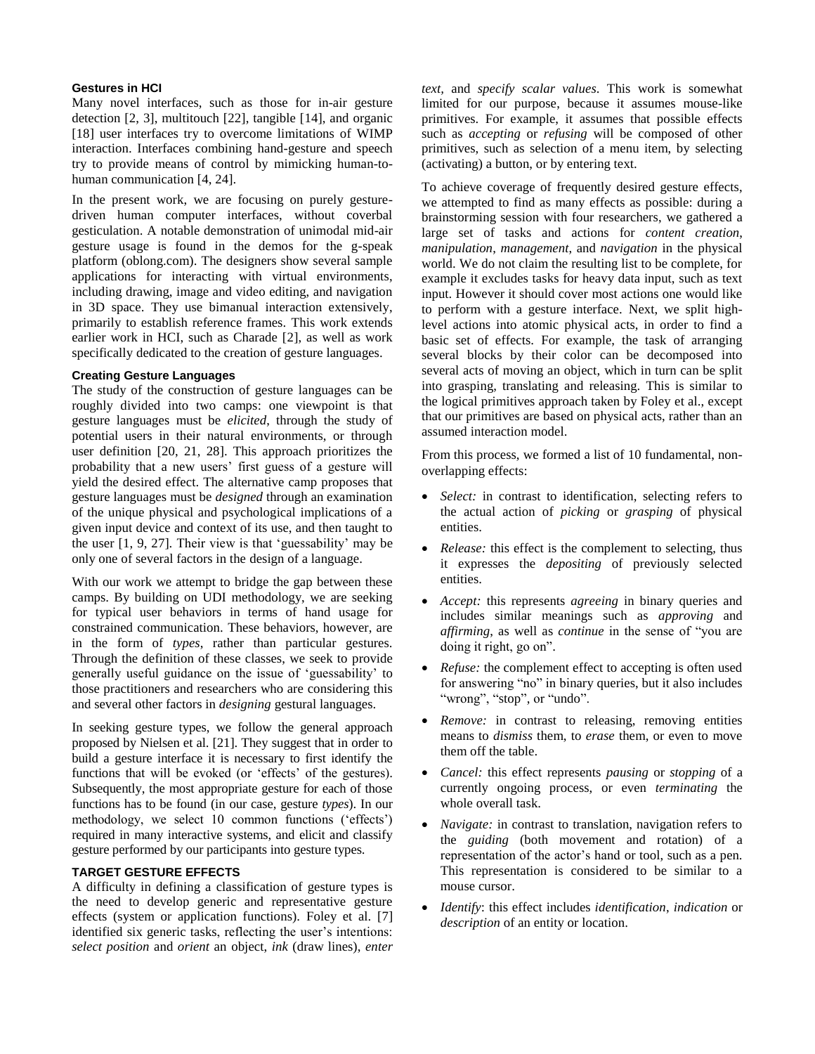### Gestures in HCI

Many novel interfaces, such as those for in-air gesture detection [2, 3], multitouch [22], tangible [14], and organic [18] user interfaces try to overcome limitations of WIMP interaction. Interfaces combining hand-gesture and speech try to provide means of control by mimicking human-to-human communication [4, 24].

In the present work, we are focusing on purely gesture-driven human computer interfaces, without coverbal gesticulation. A notable demonstration of unimodal mid-air gesture usage is found in the demos for the g-speak platform (oblong.com). The designers show several sample applications for interacting with virtual environments, including drawing, image and video editing, and navigation in 3D space. They use bimanual interaction extensively, primarily to establish reference frames. This work extends earlier work in HCI, such as Charade [2], as well as work specifically dedicated to the creation of gesture languages.

### Creating Gesture Languages

The study of the construction of gesture languages can be roughly divided into two camps: one viewpoint is that gesture languages must be *elicited*, through the study of potential users in their natural environments, or through user definition [20, 21, 28]. This approach prioritizes the probability that a new users' first guess of a gesture will yield the desired effect. The alternative camp proposes that gesture languages must be *designed* through an examination of the unique physical and psychological implications of a given input device and context of its use, and then taught to the user [1, 9, 27]. Their view is that 'guessability' may be only one of several factors in the design of a language.

With our work we attempt to bridge the gap between these camps. By building on UDI methodology, we are seeking for typical user behaviors in terms of hand usage for constrained communication. These behaviors, however, are in the form of *types*, rather than particular gestures. Through the definition of these classes, we seek to provide generally useful guidance on the issue of 'guessability' to those practitioners and researchers who are considering this and several other factors in *designing* gestural languages.

In seeking gesture types, we follow the general approach proposed by Nielsen et al. [21]. They suggest that in order to build a gesture interface it is necessary to first identify the functions that will be evoked (or 'effects' of the gestures). Subsequently, the most appropriate gesture for each of those functions has to be found (in our case, gesture *types*). In our methodology, we select 10 common functions ('effects') required in many interactive systems, and elicit and classify gesture performed by our participants into gesture types.

## TARGET GESTURE EFFECTS

A difficulty in defining a classification of gesture types is the need to develop generic and representative gesture effects (system or application functions). Foley et al. [7] identified six generic tasks, reflecting the user's intentions: *select position* and *orient* an object, *ink* (draw lines), *enter text,* and *specify scalar values*. This work is somewhat limited for our purpose, because it assumes mouse-like primitives. For example, it assumes that possible effects such as *accepting* or *refusing* will be composed of other primitives, such as selection of a menu item, by selecting (activating) a button, or by entering text.

To achieve coverage of frequently desired gesture effects, we attempted to find as many effects as possible: during a brainstorming session with four researchers, we gathered a large set of tasks and actions for *content creation*, *manipulation*, *management*, and *navigation* in the physical world. We do not claim the resulting list to be complete, for example it excludes tasks for heavy data input, such as text input. However it should cover most actions one would like to perform with a gesture interface. Next, we split high-level actions into atomic physical acts, in order to find a basic set of effects. For example, the task of arranging several blocks by their color can be decomposed into several acts of moving an object, which in turn can be split into grasping, translating and releasing. This is similar to the logical primitives approach taken by Foley et al., except that our primitives are based on physical acts, rather than an assumed interaction model.

From this process, we formed a list of 10 fundamental, non-overlapping effects:

- *Select:* in contrast to identification, selecting refers to the actual action of *picking* or *grasping* of physical entities.
- *Release:* this effect is the complement to selecting, thus it expresses the *depositing* of previously selected entities.
- *Accept:* this represents *agreeing* in binary queries and includes similar meanings such as *approving* and *affirming*, as well as *continue* in the sense of "you are doing it right, go on".
- *Refuse:* the complement effect to accepting is often used for answering "no" in binary queries, but it also includes "wrong", "stop", or "undo".
- *Remove:* in contrast to releasing, removing entities means to *dismiss* them, to *erase* them, or even to move them off the table.
- *Cancel:* this effect represents *pausing* or *stopping* of a currently ongoing process, or even *terminating* the whole overall task.
- *Navigate:* in contrast to translation, navigation refers to the *guiding* (both movement and rotation) of a representation of the actor's hand or tool, such as a pen. This representation is considered to be similar to a mouse cursor.
- *Identify*: this effect includes *identification*, *indication* or *description* of an entity or location.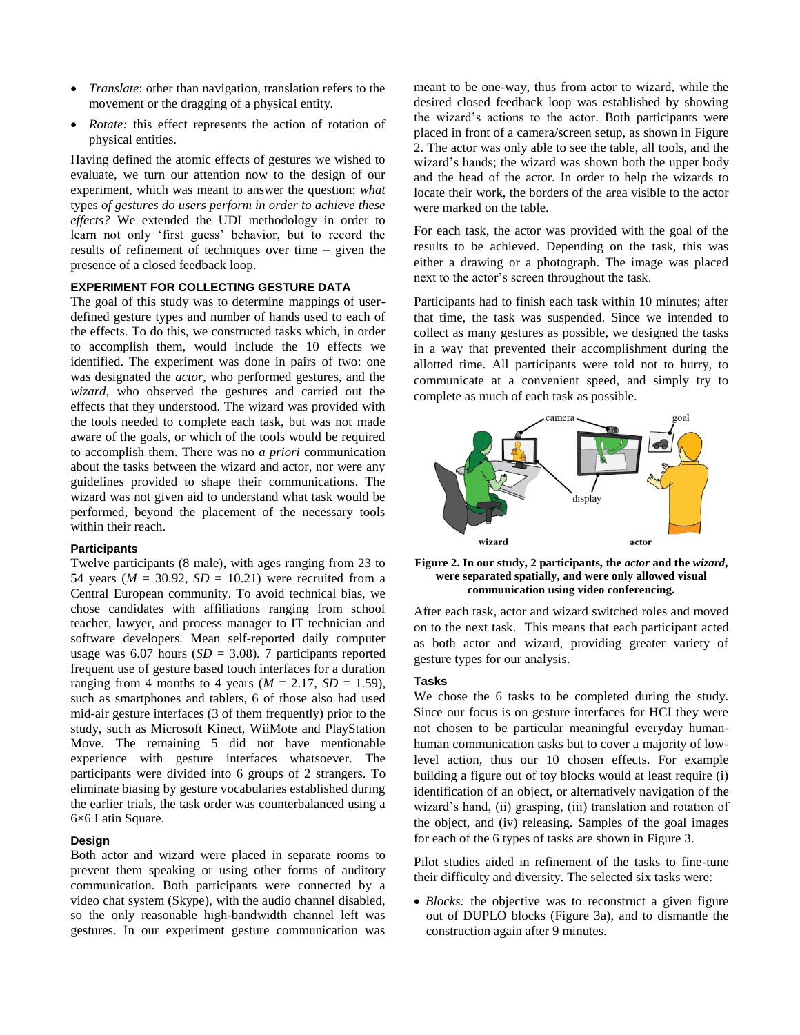- *Translate*: other than navigation, translation refers to the movement or the dragging of a physical entity.
- *Rotate:* this effect represents the action of rotation of physical entities.

Having defined the atomic effects of gestures we wished to evaluate, we turn our attention now to the design of our experiment, which was meant to answer the question: *what* types *of gestures do users perform in order to achieve these effects?* We extended the UDI methodology in order to learn not only 'first guess' behavior, but to record the results of refinement of techniques over time – given the presence of a closed feedback loop.

## EXPERIMENT FOR COLLECTING GESTURE DATA

The goal of this study was to determine mappings of user-defined gesture types and number of hands used to each of the effects. To do this, we constructed tasks which, in order to accomplish them, would include the 10 effects we identified. The experiment was done in pairs of two: one was designated the *actor*, who performed gestures, and the *wizard*, who observed the gestures and carried out the effects that they understood. The wizard was provided with the tools needed to complete each task, but was not made aware of the goals, or which of the tools would be required to accomplish them. There was no *a priori* communication about the tasks between the wizard and actor, nor were any guidelines provided to shape their communications. The wizard was not given aid to understand what task would be performed, beyond the placement of the necessary tools within their reach.

### Participants

Twelve participants (8 male), with ages ranging from 23 to 54 years ($M$ = 30.92, $SD$ = 10.21) were recruited from a Central European community. To avoid technical bias, we chose candidates with affiliations ranging from school teacher, lawyer, and process manager to IT technician and software developers. Mean self-reported daily computer usage was 6.07 hours ($SD$ = 3.08). 7 participants reported frequent use of gesture based touch interfaces for a duration ranging from 4 months to 4 years ($M$ = 2.17, $SD$ = 1.59), such as smartphones and tablets, 6 of those also had used mid-air gesture interfaces (3 of them frequently) prior to the study, such as Microsoft Kinect, WiiMote and PlayStation Move. The remaining 5 did not have mentionable experience with gesture interfaces whatsoever. The participants were divided into 6 groups of 2 strangers. To eliminate biasing by gesture vocabularies established during the earlier trials, the task order was counterbalanced using a 6×6 Latin Square.

### Design

Both actor and wizard were placed in separate rooms to prevent them speaking or using other forms of auditory communication. Both participants were connected by a video chat system (Skype), with the audio channel disabled, so the only reasonable high-bandwidth channel left was gestures. In our experiment gesture communication was meant to be one-way, thus from actor to wizard, while the desired closed feedback loop was established by showing the wizard's actions to the actor. Both participants were placed in front of a camera/screen setup, as shown in Figure 2. The actor was only able to see the table, all tools, and the wizard's hands; the wizard was shown both the upper body and the head of the actor. In order to help the wizards to locate their work, the borders of the area visible to the actor were marked on the table.

For each task, the actor was provided with the goal of the results to be achieved. Depending on the task, this was either a drawing or a photograph. The image was placed next to the actor's screen throughout the task.

Participants had to finish each task within 10 minutes; after that time, the task was suspended. Since we intended to collect as many gestures as possible, we designed the tasks in a way that prevented their accomplishment during the allotted time. All participants were told not to hurry, to communicate at a convenient speed, and simply try to complete as much of each task as possible.

**Figure 2. In our study, 2 participants, the *actor* and the *wizard*, were separated spatially, and were only allowed visual communication using video conferencing.**

After each task, actor and wizard switched roles and moved on to the next task. This means that each participant acted as both actor and wizard, providing greater variety of gesture types for our analysis.

### Tasks

We chose the 6 tasks to be completed during the study. Since our focus is on gesture interfaces for HCI they were not chosen to be particular meaningful everyday human-human communication tasks but to cover a majority of low-level action, thus our 10 chosen effects. For example building a figure out of toy blocks would at least require (i) identification of an object, or alternatively navigation of the wizard's hand, (ii) grasping, (iii) translation and rotation of the object, and (iv) releasing. Samples of the goal images for each of the 6 types of tasks are shown in Figure 3.

Pilot studies aided in refinement of the tasks to fine-tune their difficulty and diversity. The selected six tasks were:

- *Blocks:* the objective was to reconstruct a given figure out of DUPLO blocks (Figure 3a), and to dismantle the construction again after 9 minutes.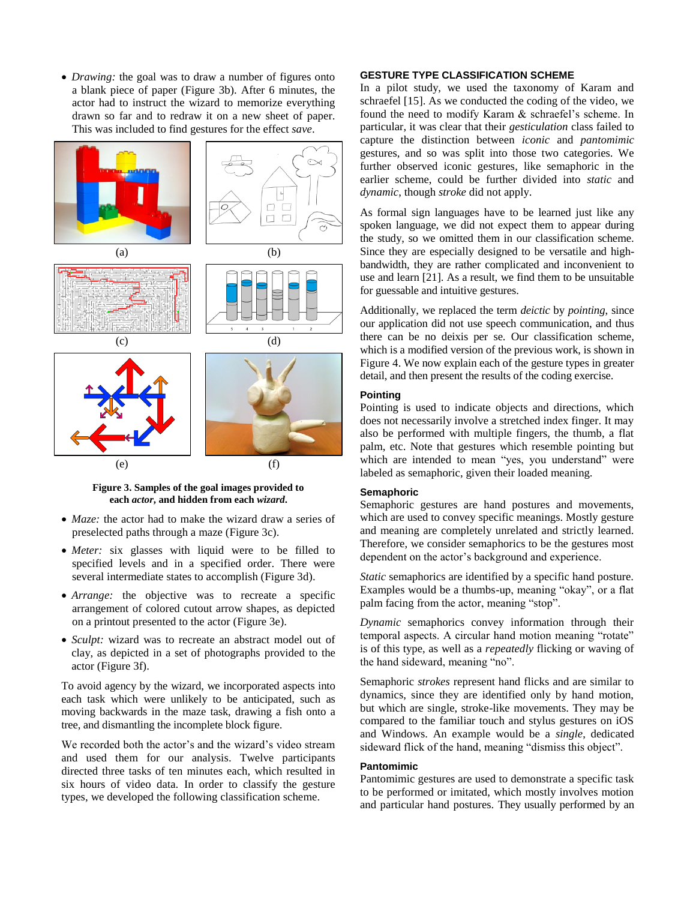- *Drawing:* the goal was to draw a number of figures onto a blank piece of paper (Figure 3b). After 6 minutes, the actor had to instruct the wizard to memorize everything drawn so far and to redraw it on a new sheet of paper. This was included to find gestures for the effect *save*.

(a) (b) (c) (d) (e) (f)

**Figure 3. Samples of the goal images provided to each *actor*, and hidden from each *wizard*.**

- *Maze:* the actor had to make the wizard draw a series of preselected paths through a maze (Figure 3c).
- *Meter:* six glasses with liquid were to be filled to specified levels and in a specified order. There were several intermediate states to accomplish (Figure 3d).
- *Arrange:* the objective was to recreate a specific arrangement of colored cutout arrow shapes, as depicted on a printout presented to the actor (Figure 3e).
- *Sculpt:* wizard was to recreate an abstract model out of clay, as depicted in a set of photographs provided to the actor (Figure 3f).

To avoid agency by the wizard, we incorporated aspects into each task which were unlikely to be anticipated, such as moving backwards in the maze task, drawing a fish onto a tree, and dismantling the incomplete block figure.

We recorded both the actor's and the wizard's video stream and used them for our analysis. Twelve participants directed three tasks of ten minutes each, which resulted in six hours of video data. In order to classify the gesture types, we developed the following classification scheme.

## GESTURE TYPE CLASSIFICATION SCHEME

In a pilot study, we used the taxonomy of Karam and schraefel [15]. As we conducted the coding of the video, we found the need to modify Karam & schraefel's scheme. In particular, it was clear that their *gesticulation* class failed to capture the distinction between *iconic* and *pantomimic* gestures, and so was split into those two categories. We further observed iconic gestures, like semaphoric in the earlier scheme, could be further divided into *static* and *dynamic*, though *stroke* did not apply.

As formal sign languages have to be learned just like any spoken language, we did not expect them to appear during the study, so we omitted them in our classification scheme. Since they are especially designed to be versatile and high-bandwidth, they are rather complicated and inconvenient to use and learn [21]. As a result, we find them to be unsuitable for guessable and intuitive gestures.

Additionally, we replaced the term *deictic* by *pointing*, since our application did not use speech communication, and thus there can be no deixis per se. Our classification scheme, which is a modified version of the previous work, is shown in Figure 4. We now explain each of the gesture types in greater detail, and then present the results of the coding exercise.

### Pointing

Pointing is used to indicate objects and directions, which does not necessarily involve a stretched index finger. It may also be performed with multiple fingers, the thumb, a flat palm, etc. Note that gestures which resemble pointing but which are intended to mean "yes, you understand" were labeled as semaphoric, given their loaded meaning.

### Semaphoric

Semaphoric gestures are hand postures and movements, which are used to convey specific meanings. Mostly gesture and meaning are completely unrelated and strictly learned. Therefore, we consider semaphorics to be the gestures most dependent on the actor's background and experience.

*Static* semaphorics are identified by a specific hand posture. Examples would be a thumbs-up, meaning "okay", or a flat palm facing from the actor, meaning "stop".

*Dynamic* semaphorics convey information through their temporal aspects. A circular hand motion meaning "rotate" is of this type, as well as a *repeatedly* flicking or waving of the hand sideward, meaning "no".

Semaphoric *strokes* represent hand flicks and are similar to dynamics, since they are identified only by hand motion, but which are single, stroke-like movements. They may be compared to the familiar touch and stylus gestures on iOS and Windows. An example would be a *single*, dedicated sideward flick of the hand, meaning "dismiss this object".

### Pantomimic

Pantomimic gestures are used to demonstrate a specific task to be performed or imitated, which mostly involves motion and particular hand postures. They usually performed by an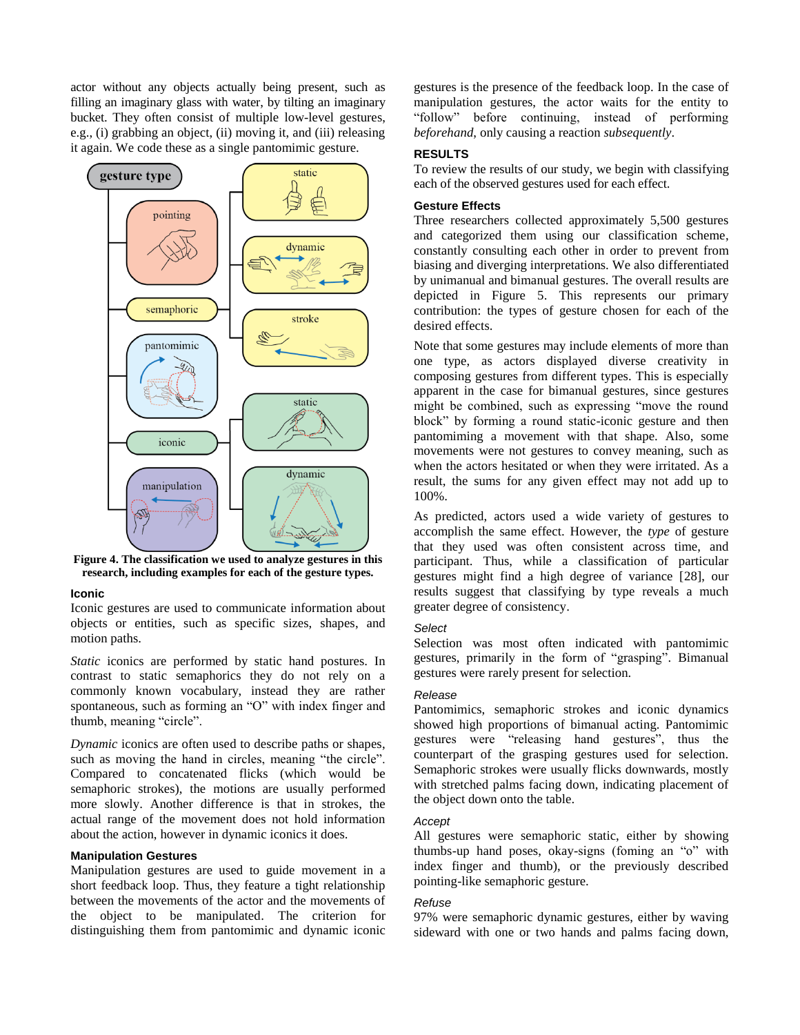actor without any objects actually being present, such as filling an imaginary glass with water, by tilting an imaginary bucket. They often consist of multiple low-level gestures, e.g., (i) grabbing an object, (ii) moving it, and (iii) releasing it again. We code these as a single pantomimic gesture.

**Figure 4. The classification we used to analyze gestures in this research, including examples for each of the gesture types.**

### Iconic

Iconic gestures are used to communicate information about objects or entities, such as specific sizes, shapes, and motion paths.

*Static* iconics are performed by static hand postures. In contrast to static semaphorics they do not rely on a commonly known vocabulary, instead they are rather spontaneous, such as forming an "O" with index finger and thumb, meaning "circle".

*Dynamic* iconics are often used to describe paths or shapes, such as moving the hand in circles, meaning "the circle". Compared to concatenated flicks (which would be semaphoric strokes), the motions are usually performed more slowly. Another difference is that in strokes, the actual range of the movement does not hold information about the action, however in dynamic iconics it does.

### Manipulation Gestures

Manipulation gestures are used to guide movement in a short feedback loop. Thus, they feature a tight relationship between the movements of the actor and the movements of the object to be manipulated. The criterion for distinguishing them from pantomimic and dynamic iconic gestures is the presence of the feedback loop. In the case of manipulation gestures, the actor waits for the entity to "follow" before continuing, instead of performing *beforehand*, only causing a reaction *subsequently*.

## RESULTS

To review the results of our study, we begin with classifying each of the observed gestures used for each effect.

### Gesture Effects

Three researchers collected approximately 5,500 gestures and categorized them using our classification scheme, constantly consulting each other in order to prevent from biasing and diverging interpretations. We also differentiated by unimanual and bimanual gestures. The overall results are depicted in Figure 5. This represents our primary contribution: the types of gesture chosen for each of the desired effects.

Note that some gestures may include elements of more than one type, as actors displayed diverse creativity in composing gestures from different types. This is especially apparent in the case for bimanual gestures, since gestures might be combined, such as expressing "move the round block" by forming a round static-iconic gesture and then pantomiming a movement with that shape. Also, some movements were not gestures to convey meaning, such as when the actors hesitated or when they were irritated. As a result, the sums for any given effect may not add up to 100%.

As predicted, actors used a wide variety of gestures to accomplish the same effect. However, the *type* of gesture that they used was often consistent across time, and participant. Thus, while a classification of particular gestures might find a high degree of variance [28], our results suggest that classifying by type reveals a much greater degree of consistency.

#### *Select*

Selection was most often indicated with pantomimic gestures, primarily in the form of "grasping". Bimanual gestures were rarely present for selection.

#### *Release*

Pantomimics, semaphoric strokes and iconic dynamics showed high proportions of bimanual acting. Pantomimic gestures were "releasing hand gestures", thus the counterpart of the grasping gestures used for selection. Semaphoric strokes were usually flicks downwards, mostly with stretched palms facing down, indicating placement of the object down onto the table.

#### *Accept*

All gestures were semaphoric static, either by showing thumbs-up hand poses, okay-signs (foming an "o" with index finger and thumb), or the previously described pointing-like semaphoric gesture.

#### *Refuse*

97% were semaphoric dynamic gestures, either by waving sideward with one or two hands and palms facing down,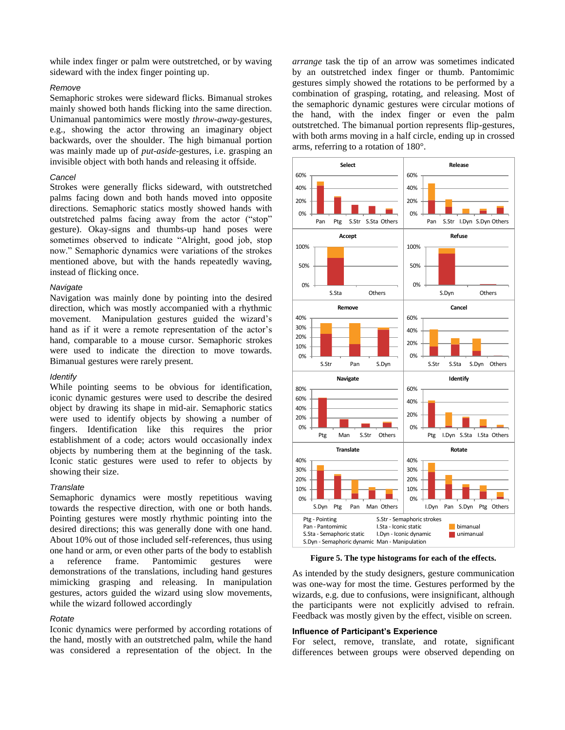while index finger or palm were outstretched, or by waving sideward with the index finger pointing up.

### *Remove*

Semaphoric strokes were sideward flicks. Bimanual strokes mainly showed both hands flicking into the same direction. Unimanual pantomimics were mostly *throw-away*-gestures, e.g., showing the actor throwing an imaginary object backwards, over the shoulder. The high bimanual portion was mainly made up of *put-aside*-gestures, i.e. grasping an invisible object with both hands and releasing it offside.

### *Cancel*

Strokes were generally flicks sideward, with outstretched palms facing down and both hands moved into opposite directions. Semaphoric statics mostly showed hands with outstretched palms facing away from the actor ("stop" gesture). Okay-signs and thumbs-up hand poses were sometimes observed to indicate "Alright, good job, stop now." Semaphoric dynamics were variations of the strokes mentioned above, but with the hands repeatedly waving, instead of flicking once.

### *Navigate*

Navigation was mainly done by pointing into the desired direction, which was mostly accompanied with a rhythmic movement. Manipulation gestures guided the wizard's hand as if it were a remote representation of the actor's hand, comparable to a mouse cursor. Semaphoric strokes were used to indicate the direction to move towards. Bimanual gestures were rarely present.

### *Identify*

While pointing seems to be obvious for identification, iconic dynamic gestures were used to describe the desired object by drawing its shape in mid-air. Semaphoric statics were used to identify objects by showing a number of fingers. Identification like this requires the prior establishment of a code; actors would occasionally index objects by numbering them at the beginning of the task. Iconic static gestures were used to refer to objects by showing their size.

### *Translate*

Semaphoric dynamics were mostly repetitious waving towards the respective direction, with one or both hands. Pointing gestures were mostly rhythmic pointing into the desired directions; this was generally done with one hand. About 10% out of those included self-references, thus using one hand or arm, or even other parts of the body to establish a reference frame. Pantomimic gestures were demonstrations of the translations, including hand gestures mimicking grasping and releasing. In manipulation gestures, actors guided the wizard using slow movements, while the wizard followed accordingly

### *Rotate*

Iconic dynamics were performed by according rotations of the hand, mostly with an outstretched palm, while the hand was considered a representation of the object. In the *arrange* task the tip of an arrow was sometimes indicated by an outstretched index finger or thumb. Pantomimic gestures simply showed the rotations to be performed by a combination of grasping, rotating, and releasing. Most of the semaphoric dynamic gestures were circular motions of the hand, with the index finger or even the palm outstretched. The bimanual portion represents flip-gestures, with both arms moving in a half circle, ending up in crossed arms, referring to a rotation of 180°.

**Figure 5. The type histograms for each of the effects.**

As intended by the study designers, gesture communication was one-way for most the time. Gestures performed by the wizards, e.g. due to confusions, were insignificant, although the participants were not explicitly advised to refrain. Feedback was mostly given by the effect, visible on screen.

## Influence of Participant's Experience

For select, remove, translate, and rotate, significant differences between groups were observed depending on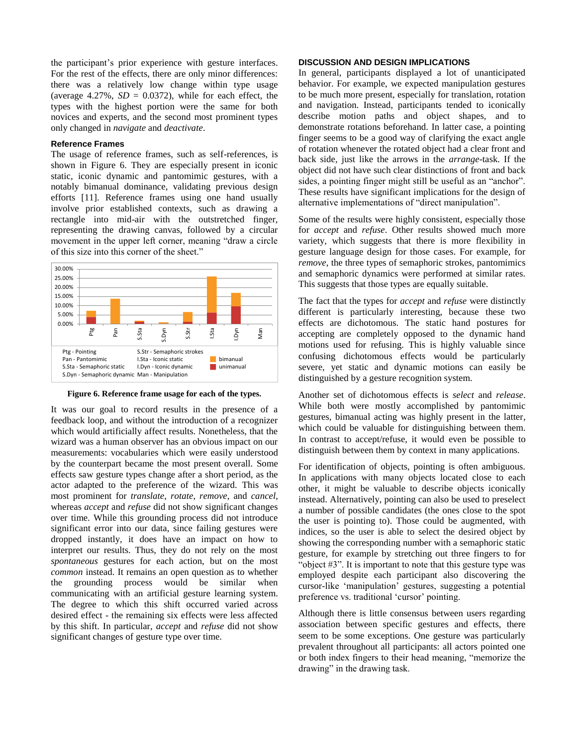the participant's prior experience with gesture interfaces. For the rest of the effects, there are only minor differences: there was a relatively low change within type usage (average 4.27%, *SD* = 0.0372), while for each effect, the types with the highest portion were the same for both novices and experts, and the second most prominent types only changed in *navigate* and *deactivate*.

### Reference Frames

The usage of reference frames, such as self-references, is shown in Figure 6. They are especially present in iconic static, iconic dynamic and pantomimic gestures, with a notably bimanual dominance, validating previous design efforts [11]. Reference frames using one hand usually involve prior established contexts, such as drawing a rectangle into mid-air with the outstretched finger, representing the drawing canvas, followed by a circular movement in the upper left corner, meaning "draw a circle of this size into this corner of the sheet."

**Figure 6. Reference frame usage for each of the types.**

It was our goal to record results in the presence of a feedback loop, and without the introduction of a recognizer which would artificially affect results. Nonetheless, that the wizard was a human observer has an obvious impact on our measurements: vocabularies which were easily understood by the counterpart became the most present overall. Some effects saw gesture types change after a short period, as the actor adapted to the preference of the wizard. This was most prominent for *translate*, *rotate*, *remove*, and *cancel*, whereas *accept* and *refuse* did not show significant changes over time. While this grounding process did not introduce significant error into our data, since failing gestures were dropped instantly, it does have an impact on how to interpret our results. Thus, they do not rely on the most *spontaneous* gestures for each action, but on the most *common* instead. It remains an open question as to whether the grounding process would be similar when communicating with an artificial gesture learning system. The degree to which this shift occurred varied across desired effect - the remaining six effects were less affected by this shift. In particular, *accept* and *refuse* did not show significant changes of gesture type over time.

## DISCUSSION AND DESIGN IMPLICATIONS

In general, participants displayed a lot of unanticipated behavior. For example, we expected manipulation gestures to be much more present, especially for translation, rotation and navigation. Instead, participants tended to iconically describe motion paths and object shapes, and to demonstrate rotations beforehand. In latter case, a pointing finger seems to be a good way of clarifying the exact angle of rotation whenever the rotated object had a clear front and back side, just like the arrows in the *arrange*-task. If the object did not have such clear distinctions of front and back sides, a pointing finger might still be useful as an "anchor". These results have significant implications for the design of alternative implementations of "direct manipulation".

Some of the results were highly consistent, especially those for *accept* and *refuse*. Other results showed much more variety, which suggests that there is more flexibility in gesture language design for those cases. For example, for *remove*, the three types of semaphoric strokes, pantomimics and semaphoric dynamics were performed at similar rates. This suggests that those types are equally suitable.

The fact that the types for *accept* and *refuse* were distinctly different is particularly interesting, because these two effects are dichotomous. The static hand postures for accepting are completely opposed to the dynamic hand motions used for refusing. This is highly valuable since confusing dichotomous effects would be particularly severe, yet static and dynamic motions can easily be distinguished by a gesture recognition system.

Another set of dichotomous effects is *select* and *release*. While both were mostly accomplished by pantomimic gestures, bimanual acting was highly present in the latter, which could be valuable for distinguishing between them. In contrast to accept/refuse, it would even be possible to distinguish between them by context in many applications.

For identification of objects, pointing is often ambiguous. In applications with many objects located close to each other, it might be valuable to describe objects iconically instead. Alternatively, pointing can also be used to preselect a number of possible candidates (the ones close to the spot the user is pointing to). Those could be augmented, with indices, so the user is able to select the desired object by showing the corresponding number with a semaphoric static gesture, for example by stretching out three fingers to for "object #3". It is important to note that this gesture type was employed despite each participant also discovering the cursor-like 'manipulation' gestures, suggesting a potential preference vs. traditional 'cursor' pointing.

Although there is little consensus between users regarding association between specific gestures and effects, there seem to be some exceptions. One gesture was particularly prevalent throughout all participants: all actors pointed one or both index fingers to their head meaning, "memorize the drawing" in the drawing task.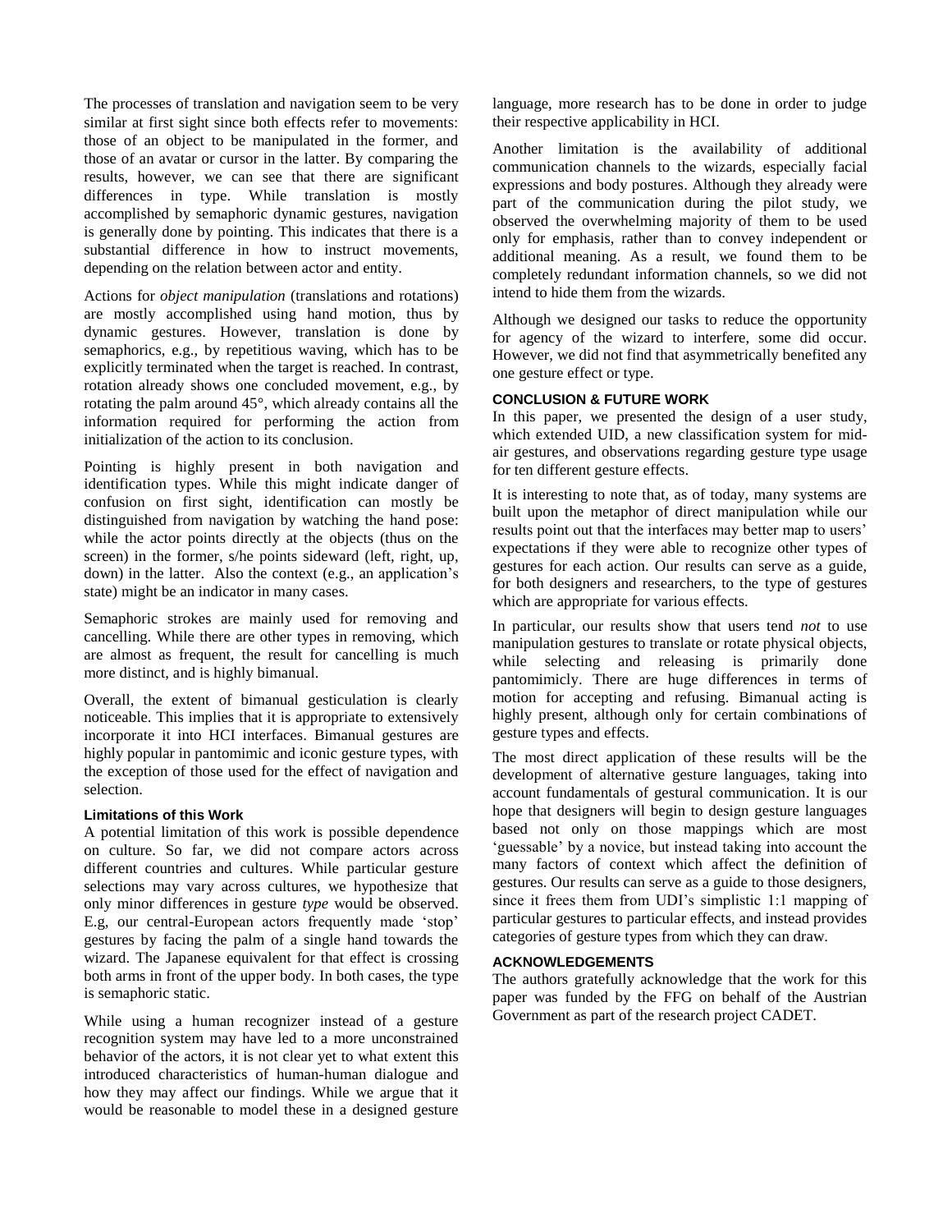The processes of translation and navigation seem to be very similar at first sight since both effects refer to movements: those of an object to be manipulated in the former, and those of an avatar or cursor in the latter. By comparing the results, however, we can see that there are significant differences in type. While translation is mostly accomplished by semaphoric dynamic gestures, navigation is generally done by pointing. This indicates that there is a substantial difference in how to instruct movements, depending on the relation between actor and entity.

Actions for *object manipulation* (translations and rotations) are mostly accomplished using hand motion, thus by dynamic gestures. However, translation is done by semaphorics, e.g., by repetitious waving, which has to be explicitly terminated when the target is reached. In contrast, rotation already shows one concluded movement, e.g., by rotating the palm around 45°, which already contains all the information required for performing the action from initialization of the action to its conclusion.

Pointing is highly present in both navigation and identification types. While this might indicate danger of confusion on first sight, identification can mostly be distinguished from navigation by watching the hand pose: while the actor points directly at the objects (thus on the screen) in the former, s/he points sideward (left, right, up, down) in the latter. Also the context (e.g., an application's state) might be an indicator in many cases.

Semaphoric strokes are mainly used for removing and cancelling. While there are other types in removing, which are almost as frequent, the result for cancelling is much more distinct, and is highly bimanual.

Overall, the extent of bimanual gesticulation is clearly noticeable. This implies that it is appropriate to extensively incorporate it into HCI interfaces. Bimanual gestures are highly popular in pantomimic and iconic gesture types, with the exception of those used for the effect of navigation and selection.

### Limitations of this Work

A potential limitation of this work is possible dependence on culture. So far, we did not compare actors across different countries and cultures. While particular gesture selections may vary across cultures, we hypothesize that only minor differences in gesture *type* would be observed. E.g, our central-European actors frequently made 'stop' gestures by facing the palm of a single hand towards the wizard. The Japanese equivalent for that effect is crossing both arms in front of the upper body. In both cases, the type is semaphoric static.

While using a human recognizer instead of a gesture recognition system may have led to a more unconstrained behavior of the actors, it is not clear yet to what extent this introduced characteristics of human-human dialogue and how they may affect our findings. While we argue that it would be reasonable to model these in a designed gesture language, more research has to be done in order to judge their respective applicability in HCI.

Another limitation is the availability of additional communication channels to the wizards, especially facial expressions and body postures. Although they already were part of the communication during the pilot study, we observed the overwhelming majority of them to be used only for emphasis, rather than to convey independent or additional meaning. As a result, we found them to be completely redundant information channels, so we did not intend to hide them from the wizards.

Although we designed our tasks to reduce the opportunity for agency of the wizard to interfere, some did occur. However, we did not find that asymmetrically benefited any one gesture effect or type.

## CONCLUSION & FUTURE WORK

In this paper, we presented the design of a user study, which extended UID, a new classification system for mid-air gestures, and observations regarding gesture type usage for ten different gesture effects.

It is interesting to note that, as of today, many systems are built upon the metaphor of direct manipulation while our results point out that the interfaces may better map to users' expectations if they were able to recognize other types of gestures for each action. Our results can serve as a guide, for both designers and researchers, to the type of gestures which are appropriate for various effects.

In particular, our results show that users tend *not* to use manipulation gestures to translate or rotate physical objects, while selecting and releasing is primarily done pantomimicly. There are huge differences in terms of motion for accepting and refusing. Bimanual acting is highly present, although only for certain combinations of gesture types and effects.

The most direct application of these results will be the development of alternative gesture languages, taking into account fundamentals of gestural communication. It is our hope that designers will begin to design gesture languages based not only on those mappings which are most 'guessable' by a novice, but instead taking into account the many factors of context which affect the definition of gestures. Our results can serve as a guide to those designers, since it frees them from UDI's simplistic 1:1 mapping of particular gestures to particular effects, and instead provides categories of gesture types from which they can draw.

## ACKNOWLEDGEMENTS

The authors gratefully acknowledge that the work for this paper was funded by the FFG on behalf of the Austrian Government as part of the research project CADET.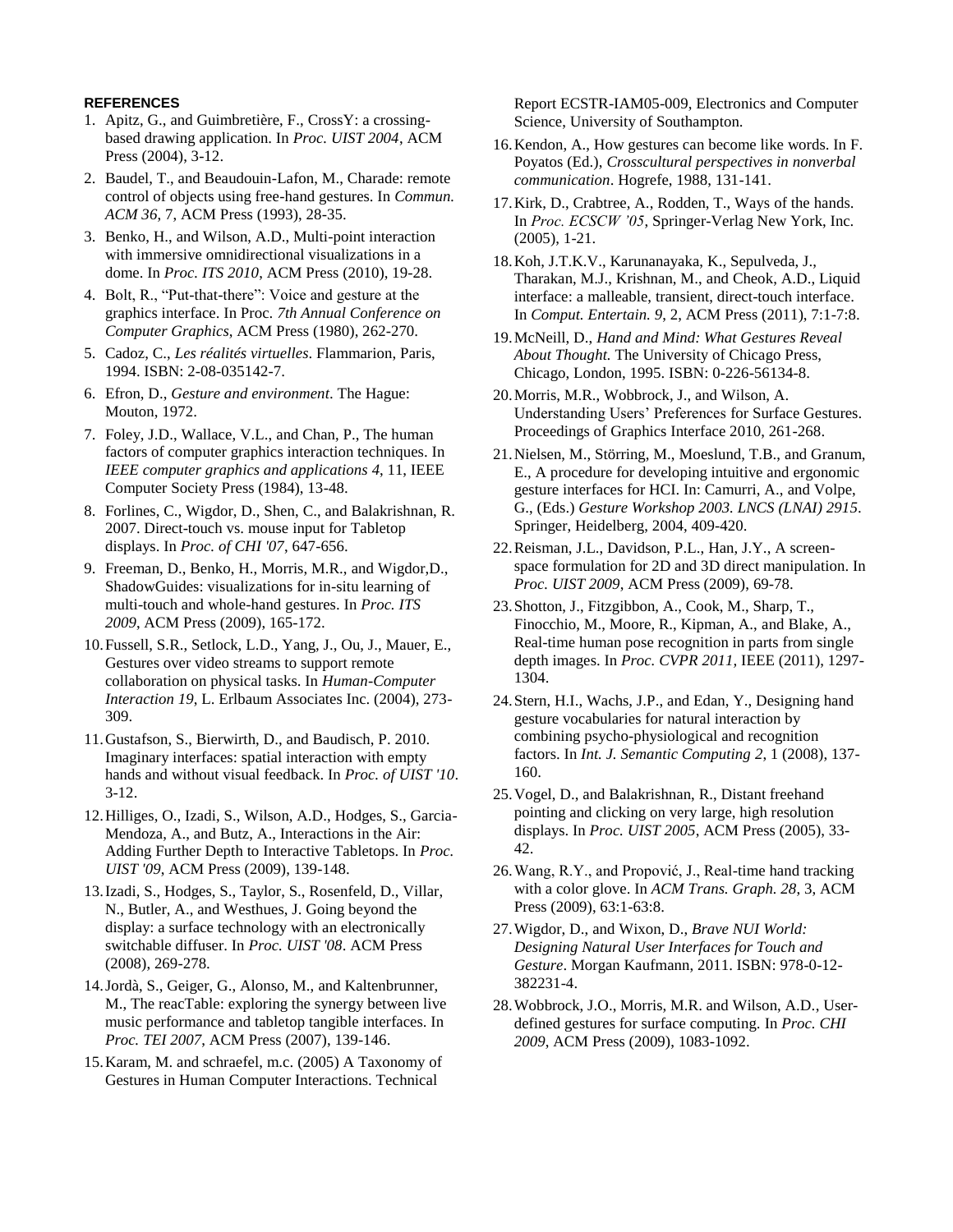## REFERENCES

1. Apitz, G., and Guimbretière, F., CrossY: a crossing-based drawing application. In *Proc. UIST 2004*, ACM Press (2004), 3-12.
2. Baudel, T., and Beaudouin-Lafon, M., Charade: remote control of objects using free-hand gestures. In *Commun. ACM 36*, 7, ACM Press (1993), 28-35.
3. Benko, H., and Wilson, A.D., Multi-point interaction with immersive omnidirectional visualizations in a dome. In *Proc. ITS 2010*, ACM Press (2010), 19-28.
4. Bolt, R., "Put-that-there": Voice and gesture at the graphics interface. In Proc. *7th Annual Conference on Computer Graphics*, ACM Press (1980), 262-270.
5. Cadoz, C., *Les réalités virtuelles*. Flammarion, Paris, 1994. ISBN: 2-08-035142-7.
6. Efron, D., *Gesture and environment*. The Hague: Mouton, 1972.
7. Foley, J.D., Wallace, V.L., and Chan, P., The human factors of computer graphics interaction techniques. In *IEEE computer graphics and applications 4*, 11, IEEE Computer Society Press (1984), 13-48.
8. Forlines, C., Wigdor, D., Shen, C., and Balakrishnan, R. 2007. Direct-touch vs. mouse input for Tabletop displays. In *Proc. of CHI '07*, 647-656.
9. Freeman, D., Benko, H., Morris, M.R., and Wigdor,D., ShadowGuides: visualizations for in-situ learning of multi-touch and whole-hand gestures. In *Proc. ITS 2009*, ACM Press (2009), 165-172.
10. Fussell, S.R., Setlock, L.D., Yang, J., Ou, J., Mauer, E., Gestures over video streams to support remote collaboration on physical tasks. In *Human-Computer Interaction 19*, L. Erlbaum Associates Inc. (2004), 273-309.
11. Gustafson, S., Bierwirth, D., and Baudisch, P. 2010. Imaginary interfaces: spatial interaction with empty hands and without visual feedback. In *Proc. of UIST '10*. 3-12.
12. Hilliges, O., Izadi, S., Wilson, A.D., Hodges, S., Garcia-Mendoza, A., and Butz, A., Interactions in the Air: Adding Further Depth to Interactive Tabletops. In *Proc. UIST '09*, ACM Press (2009), 139-148.
13. Izadi, S., Hodges, S., Taylor, S., Rosenfeld, D., Villar, N., Butler, A., and Westhues, J. Going beyond the display: a surface technology with an electronically switchable diffuser. In *Proc. UIST '08*. ACM Press (2008), 269-278.
14. Jordà, S., Geiger, G., Alonso, M., and Kaltenbrunner, M., The reacTable: exploring the synergy between live music performance and tabletop tangible interfaces. In *Proc. TEI 2007*, ACM Press (2007), 139-146.
15. Karam, M. and schraefel, m.c. (2005) A Taxonomy of Gestures in Human Computer Interactions. Technical Report ECSTR-IAM05-009, Electronics and Computer Science, University of Southampton.
16. Kendon, A., How gestures can become like words. In F. Poyatos (Ed.), *Crosscultural perspectives in nonverbal communication*. Hogrefe, 1988, 131-141.
17. Kirk, D., Crabtree, A., Rodden, T., Ways of the hands. In *Proc. ECSCW '05*, Springer-Verlag New York, Inc. (2005), 1-21.
18. Koh, J.T.K.V., Karunanayaka, K., Sepulveda, J., Tharakan, M.J., Krishnan, M., and Cheok, A.D., Liquid interface: a malleable, transient, direct-touch interface. In *Comput. Entertain. 9*, 2, ACM Press (2011), 7:1-7:8.
19. McNeill, D., *Hand and Mind: What Gestures Reveal About Thought.* The University of Chicago Press, Chicago, London, 1995. ISBN: 0-226-56134-8.
20. Morris, M.R., Wobbrock, J., and Wilson, A. Understanding Users' Preferences for Surface Gestures. Proceedings of Graphics Interface 2010, 261-268.
21. Nielsen, M., Störring, M., Moeslund, T.B., and Granum, E., A procedure for developing intuitive and ergonomic gesture interfaces for HCI. In: Camurri, A., and Volpe, G., (Eds.) *Gesture Workshop 2003. LNCS (LNAI) 2915*. Springer, Heidelberg, 2004, 409-420.
22. Reisman, J.L., Davidson, P.L., Han, J.Y., A screen-space formulation for 2D and 3D direct manipulation. In *Proc. UIST 2009*, ACM Press (2009), 69-78.
23. Shotton, J., Fitzgibbon, A., Cook, M., Sharp, T., Finocchio, M., Moore, R., Kipman, A., and Blake, A., Real-time human pose recognition in parts from single depth images. In *Proc. CVPR 2011*, IEEE (2011), 1297-1304.
24. Stern, H.I., Wachs, J.P., and Edan, Y., Designing hand gesture vocabularies for natural interaction by combining psycho-physiological and recognition factors. In *Int. J. Semantic Computing 2*, 1 (2008), 137-160.
25. Vogel, D., and Balakrishnan, R., Distant freehand pointing and clicking on very large, high resolution displays. In *Proc. UIST 2005*, ACM Press (2005), 33-42.
26. Wang, R.Y., and Propović, J., Real-time hand tracking with a color glove. In *ACM Trans. Graph. 28*, 3, ACM Press (2009), 63:1-63:8.
27. Wigdor, D., and Wixon, D., *Brave NUI World: Designing Natural User Interfaces for Touch and Gesture*. Morgan Kaufmann, 2011. ISBN: 978-0-12-382231-4.
28. Wobbrock, J.O., Morris, M.R. and Wilson, A.D., User-defined gestures for surface computing. In *Proc. CHI 2009*, ACM Press (2009), 1083-1092.